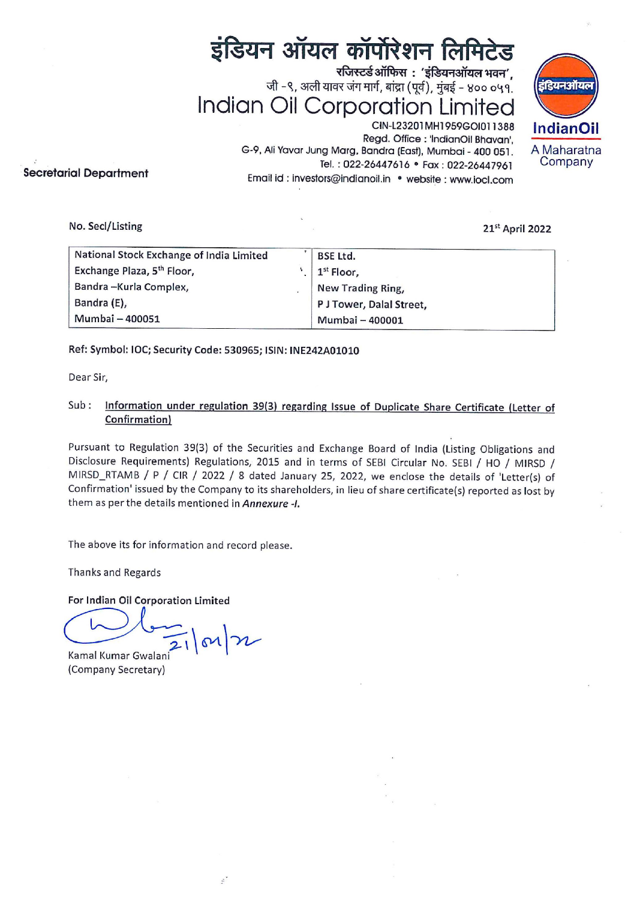# इंडियन ऑयल कॉर्पोरेशन लिमिटेड

रजिस्टर्ड ऑफिस : 'इंडियनऑयल भवन',
जी -९, अली यावर जंग मार्ग, बांद्रा (पूर्व), मुंबई - ४०० ०५१.

# Indian Oil Corporation Limited

CIN-L23201MH1959GOI011388
Regd. Office : 'IndianOil Bhavan',
G-9, Ali Yavar Jung Marg, Bandra (East), Mumbai - 400 051.
Tel. : 022-26447616 • Fax : 022-26447961
Email id : investors@indianoil.in • website : www.iocl.com

इंडियनऑयल
**IndianOil**
A Maharatna Company

**Secretarial Department**

No. Secl/Listing

21st April 2022

| National Stock Exchange of India Limited<br>Exchange Plaza, 5th Floor,<br>Bandra –Kurla Complex,<br>Bandra (E),<br>Mumbai – 400051 | BSE Ltd.<br>1st Floor,<br>New Trading Ring,<br>P J Tower, Dalal Street,<br>Mumbai – 400001 |
|---|---|

**Ref: Symbol: IOC; Security Code: 530965; ISIN: INE242A01010**

Dear Sir,

Sub : **Information under regulation 39(3) regarding Issue of Duplicate Share Certificate (Letter of Confirmation)**

Pursuant to Regulation 39(3) of the Securities and Exchange Board of India (Listing Obligations and Disclosure Requirements) Regulations, 2015 and in terms of SEBI Circular No. SEBI / HO / MIRSD / MIRSD_RTAMB / P / CIR / 2022 / 8 dated January 25, 2022, we enclose the details of 'Letter(s) of Confirmation' issued by the Company to its shareholders, in lieu of share certificate(s) reported as lost by them as per the details mentioned in ***Annexure -I.***

The above its for information and record please.

Thanks and Regards

**For Indian Oil Corporation Limited**

21/04/22

Kamal Kumar Gwalani
(Company Secretary)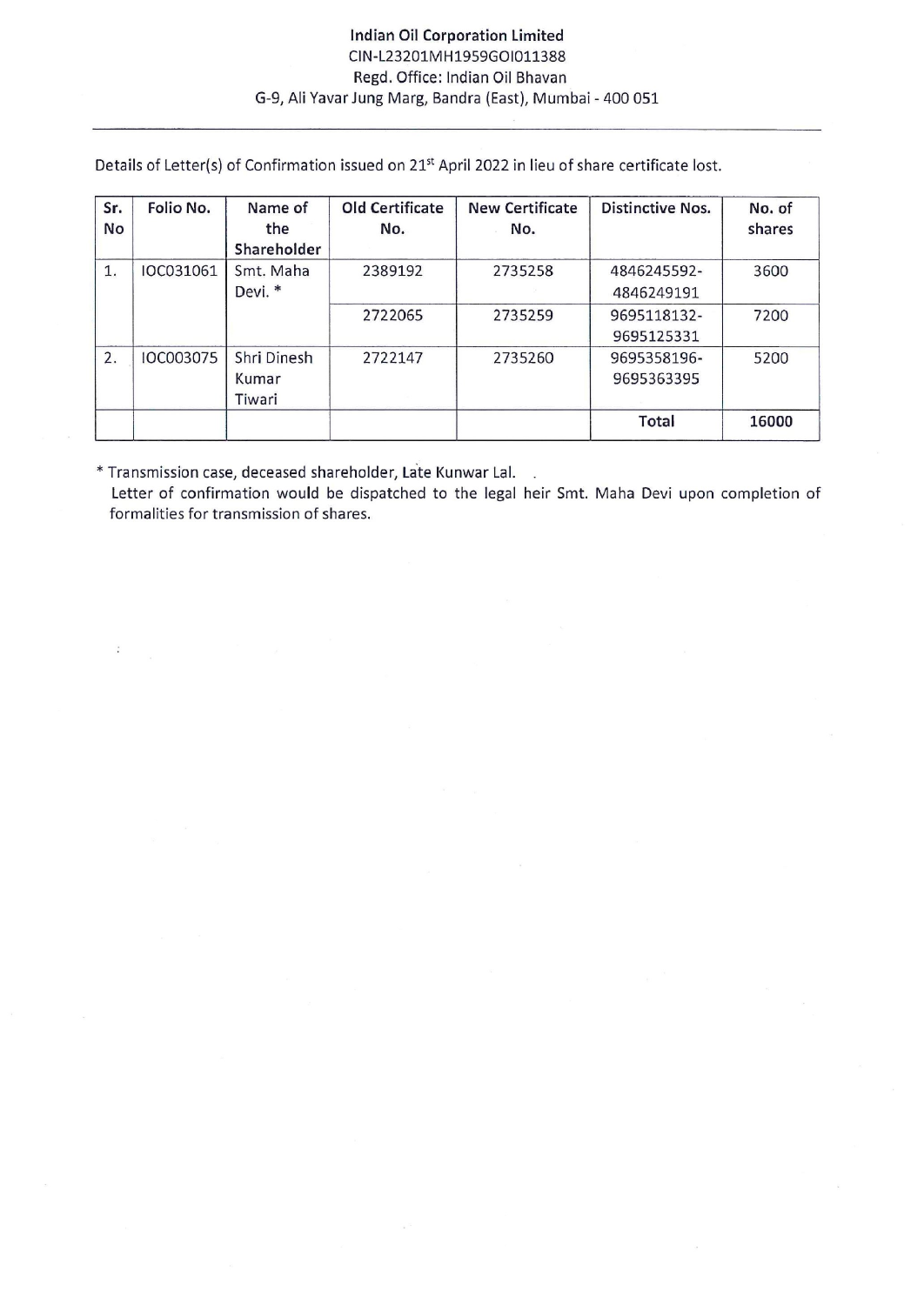**Indian Oil Corporation Limited**
CIN-L23201MH1959GOI011388
Regd. Office: Indian Oil Bhavan
G-9, Ali Yavar Jung Marg, Bandra (East), Mumbai - 400 051

Details of Letter(s) of Confirmation issued on 21st April 2022 in lieu of share certificate lost.

| Sr. No | Folio No. | Name of the Shareholder | Old Certificate No. | New Certificate No. | Distinctive Nos. | No. of shares |
|---|---|---|---|---|---|---|
| 1. | IOC031061 | Smt. Maha Devi. * | 2389192 | 2735258 | 4846245592-4846249191 | 3600 |
| | | | 2722065 | 2735259 | 9695118132-9695125331 | 7200 |
| 2. | IOC003075 | Shri Dinesh Kumar Tiwari | 2722147 | 2735260 | 9695358196-9695363395 | 5200 |
| | | | | | **Total** | **16000** |

* Transmission case, deceased shareholder, Late Kunwar Lal.
Letter of confirmation would be dispatched to the legal heir Smt. Maha Devi upon completion of formalities for transmission of shares.